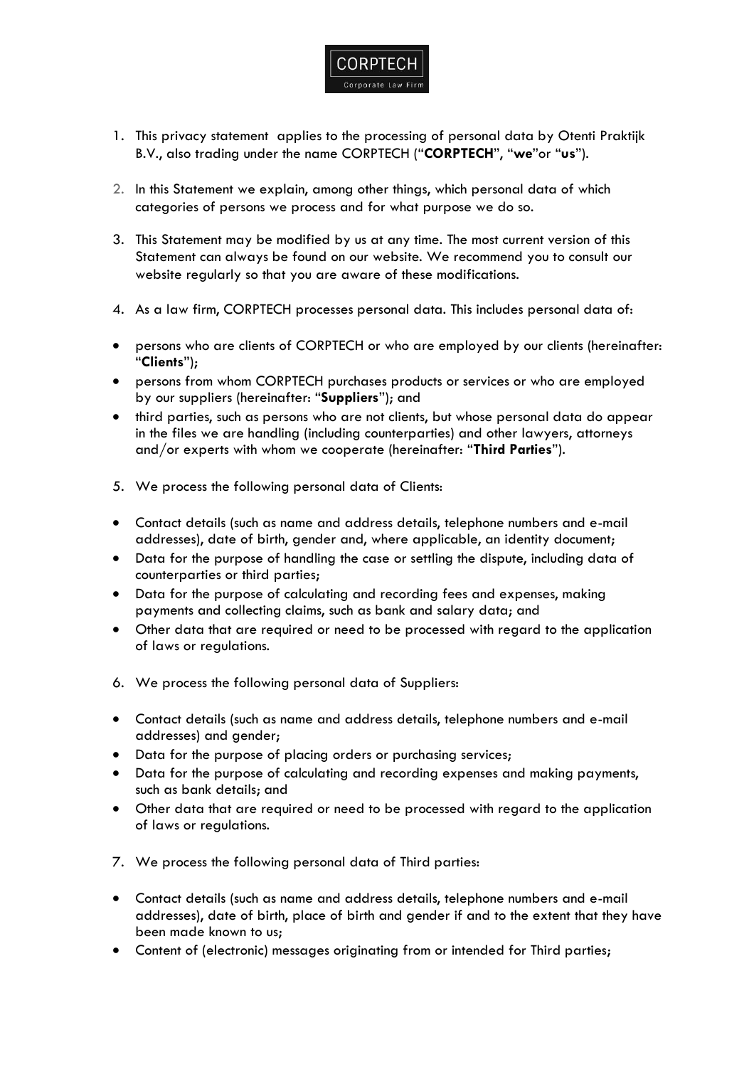1. This privacy statement applies to the processing of personal data by Otenti Praktijk B.V., also trading under the name CORPTECH ("**CORPTECH**", "**we**"or "**us**").

2. In this Statement we explain, among other things, which personal data of which categories of persons we process and for what purpose we do so.

3. This Statement may be modified by us at any time. The most current version of this Statement can always be found on our website. We recommend you to consult our website regularly so that you are aware of these modifications.

4. As a law firm, CORPTECH processes personal data. This includes personal data of:

- persons who are clients of CORPTECH or who are employed by our clients (hereinafter: "**Clients**");
- persons from whom CORPTECH purchases products or services or who are employed by our suppliers (hereinafter: "**Suppliers**"); and
- third parties, such as persons who are not clients, but whose personal data do appear in the files we are handling (including counterparties) and other lawyers, attorneys and/or experts with whom we cooperate (hereinafter: "**Third Parties**").

5. We process the following personal data of Clients:

- Contact details (such as name and address details, telephone numbers and e-mail addresses), date of birth, gender and, where applicable, an identity document;
- Data for the purpose of handling the case or settling the dispute, including data of counterparties or third parties;
- Data for the purpose of calculating and recording fees and expenses, making payments and collecting claims, such as bank and salary data; and
- Other data that are required or need to be processed with regard to the application of laws or regulations.

6. We process the following personal data of Suppliers:

- Contact details (such as name and address details, telephone numbers and e-mail addresses) and gender;
- Data for the purpose of placing orders or purchasing services;
- Data for the purpose of calculating and recording expenses and making payments, such as bank details; and
- Other data that are required or need to be processed with regard to the application of laws or regulations.

7. We process the following personal data of Third parties:

- Contact details (such as name and address details, telephone numbers and e-mail addresses), date of birth, place of birth and gender if and to the extent that they have been made known to us;
- Content of (electronic) messages originating from or intended for Third parties;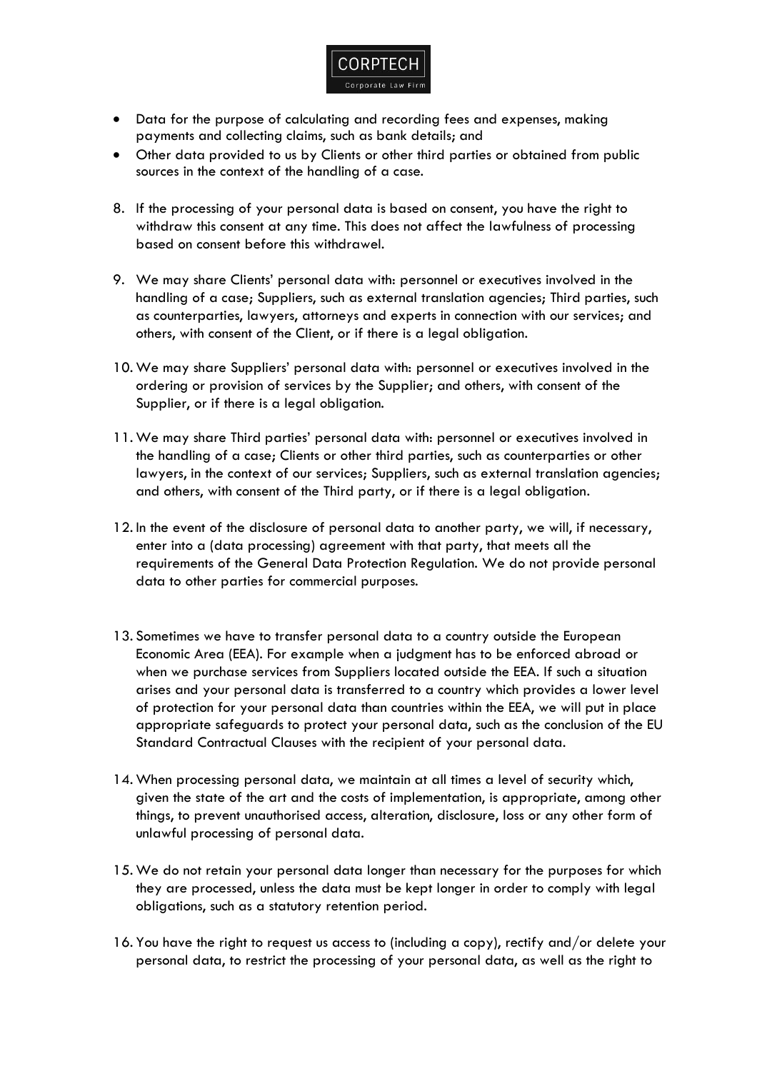- Data for the purpose of calculating and recording fees and expenses, making payments and collecting claims, such as bank details; and
- Other data provided to us by Clients or other third parties or obtained from public sources in the context of the handling of a case.

8. If the processing of your personal data is based on consent, you have the right to withdraw this consent at any time. This does not affect the lawfulness of processing based on consent before this withdrawel.

9. We may share Clients' personal data with: personnel or executives involved in the handling of a case; Suppliers, such as external translation agencies; Third parties, such as counterparties, lawyers, attorneys and experts in connection with our services; and others, with consent of the Client, or if there is a legal obligation.

10. We may share Suppliers' personal data with: personnel or executives involved in the ordering or provision of services by the Supplier; and others, with consent of the Supplier, or if there is a legal obligation.

11. We may share Third parties' personal data with: personnel or executives involved in the handling of a case; Clients or other third parties, such as counterparties or other lawyers, in the context of our services; Suppliers, such as external translation agencies; and others, with consent of the Third party, or if there is a legal obligation.

12. In the event of the disclosure of personal data to another party, we will, if necessary, enter into a (data processing) agreement with that party, that meets all the requirements of the General Data Protection Regulation. We do not provide personal data to other parties for commercial purposes.

13. Sometimes we have to transfer personal data to a country outside the European Economic Area (EEA). For example when a judgment has to be enforced abroad or when we purchase services from Suppliers located outside the EEA. If such a situation arises and your personal data is transferred to a country which provides a lower level of protection for your personal data than countries within the EEA, we will put in place appropriate safeguards to protect your personal data, such as the conclusion of the EU Standard Contractual Clauses with the recipient of your personal data.

14. When processing personal data, we maintain at all times a level of security which, given the state of the art and the costs of implementation, is appropriate, among other things, to prevent unauthorised access, alteration, disclosure, loss or any other form of unlawful processing of personal data.

15. We do not retain your personal data longer than necessary for the purposes for which they are processed, unless the data must be kept longer in order to comply with legal obligations, such as a statutory retention period.

16. You have the right to request us access to (including a copy), rectify and/or delete your personal data, to restrict the processing of your personal data, as well as the right to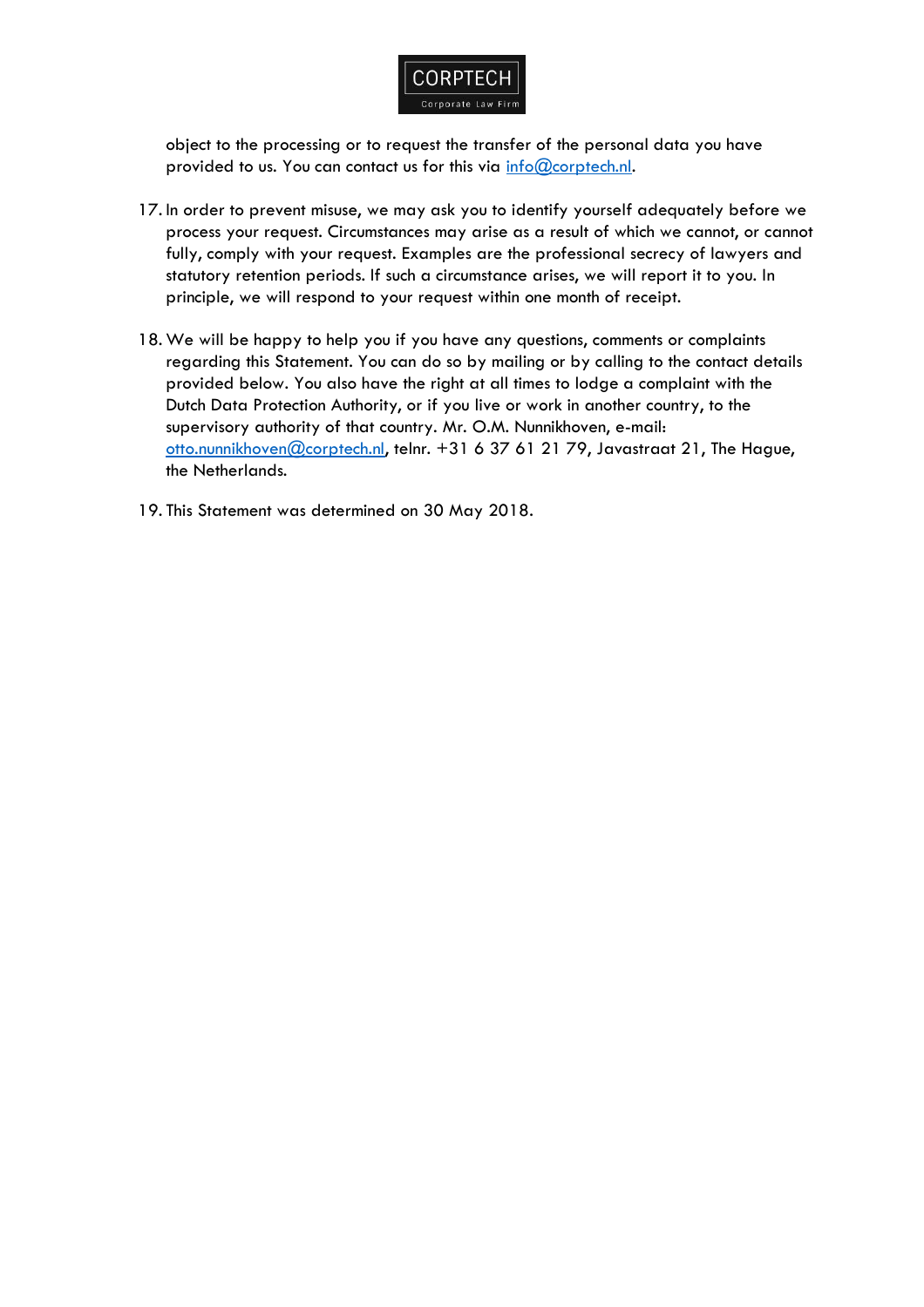object to the processing or to request the transfer of the personal data you have provided to us. You can contact us for this via info@corptech.nl.

17. In order to prevent misuse, we may ask you to identify yourself adequately before we process your request. Circumstances may arise as a result of which we cannot, or cannot fully, comply with your request. Examples are the professional secrecy of lawyers and statutory retention periods. If such a circumstance arises, we will report it to you. In principle, we will respond to your request within one month of receipt.

18. We will be happy to help you if you have any questions, comments or complaints regarding this Statement. You can do so by mailing or by calling to the contact details provided below. You also have the right at all times to lodge a complaint with the Dutch Data Protection Authority, or if you live or work in another country, to the supervisory authority of that country. Mr. O.M. Nunnikhoven, e-mail: otto.nunnikhoven@corptech.nl, telnr. +31 6 37 61 21 79, Javastraat 21, The Hague, the Netherlands.

19. This Statement was determined on 30 May 2018.